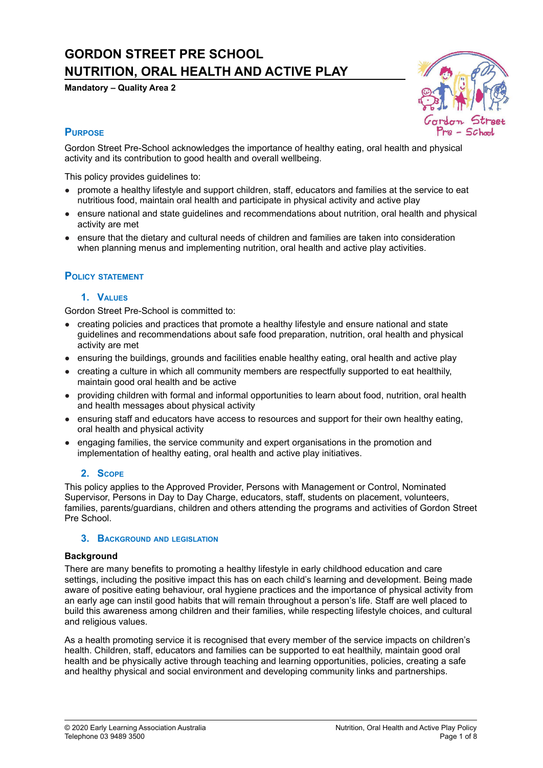# GORDON STREET PRE SCHOOL
# NUTRITION, ORAL HEALTH AND ACTIVE PLAY

**Mandatory – Quality Area 2**

## PURPOSE

Gordon Street Pre-School acknowledges the importance of healthy eating, oral health and physical activity and its contribution to good health and overall wellbeing.

This policy provides guidelines to:

- promote a healthy lifestyle and support children, staff, educators and families at the service to eat nutritious food, maintain oral health and participate in physical activity and active play
- ensure national and state guidelines and recommendations about nutrition, oral health and physical activity are met
- ensure that the dietary and cultural needs of children and families are taken into consideration when planning menus and implementing nutrition, oral health and active play activities.

## POLICY STATEMENT

### 1. VALUES

Gordon Street Pre-School is committed to:

- creating policies and practices that promote a healthy lifestyle and ensure national and state guidelines and recommendations about safe food preparation, nutrition, oral health and physical activity are met
- ensuring the buildings, grounds and facilities enable healthy eating, oral health and active play
- creating a culture in which all community members are respectfully supported to eat healthily, maintain good oral health and be active
- providing children with formal and informal opportunities to learn about food, nutrition, oral health and health messages about physical activity
- ensuring staff and educators have access to resources and support for their own healthy eating, oral health and physical activity
- engaging families, the service community and expert organisations in the promotion and implementation of healthy eating, oral health and active play initiatives.

### 2. SCOPE

This policy applies to the Approved Provider, Persons with Management or Control, Nominated Supervisor, Persons in Day to Day Charge, educators, staff, students on placement, volunteers, families, parents/guardians, children and others attending the programs and activities of Gordon Street Pre School.

### 3. BACKGROUND AND LEGISLATION

**Background**

There are many benefits to promoting a healthy lifestyle in early childhood education and care settings, including the positive impact this has on each child's learning and development. Being made aware of positive eating behaviour, oral hygiene practices and the importance of physical activity from an early age can instil good habits that will remain throughout a person's life. Staff are well placed to build this awareness among children and their families, while respecting lifestyle choices, and cultural and religious values.

As a health promoting service it is recognised that every member of the service impacts on children's health. Children, staff, educators and families can be supported to eat healthily, maintain good oral health and be physically active through teaching and learning opportunities, policies, creating a safe and healthy physical and social environment and developing community links and partnerships.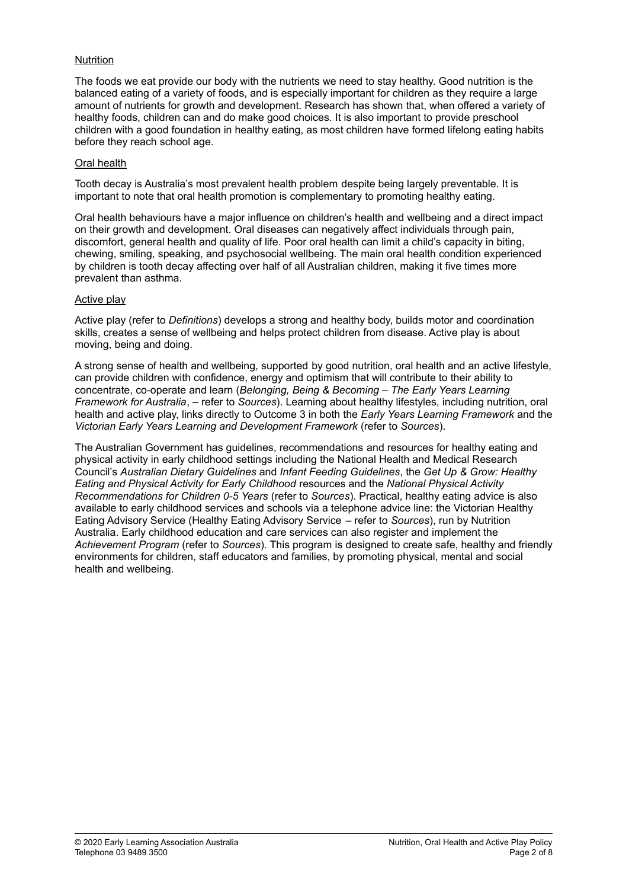<u>Nutrition</u>

The foods we eat provide our body with the nutrients we need to stay healthy. Good nutrition is the balanced eating of a variety of foods, and is especially important for children as they require a large amount of nutrients for growth and development. Research has shown that, when offered a variety of healthy foods, children can and do make good choices. It is also important to provide preschool children with a good foundation in healthy eating, as most children have formed lifelong eating habits before they reach school age.

<u>Oral health</u>

Tooth decay is Australia's most prevalent health problem despite being largely preventable. It is important to note that oral health promotion is complementary to promoting healthy eating.

Oral health behaviours have a major influence on children's health and wellbeing and a direct impact on their growth and development. Oral diseases can negatively affect individuals through pain, discomfort, general health and quality of life. Poor oral health can limit a child's capacity in biting, chewing, smiling, speaking, and psychosocial wellbeing. The main oral health condition experienced by children is tooth decay affecting over half of all Australian children, making it five times more prevalent than asthma.

<u>Active play</u>

Active play (refer to *Definitions*) develops a strong and healthy body, builds motor and coordination skills, creates a sense of wellbeing and helps protect children from disease. Active play is about moving, being and doing.

A strong sense of health and wellbeing, supported by good nutrition, oral health and an active lifestyle, can provide children with confidence, energy and optimism that will contribute to their ability to concentrate, co-operate and learn (*Belonging, Being & Becoming – The Early Years Learning Framework for Australia*, – refer to *Sources*). Learning about healthy lifestyles, including nutrition, oral health and active play, links directly to Outcome 3 in both the *Early Years Learning Framework* and the *Victorian Early Years Learning and Development Framework* (refer to *Sources*).

The Australian Government has guidelines, recommendations and resources for healthy eating and physical activity in early childhood settings including the National Health and Medical Research Council's *Australian Dietary Guidelines* and *Infant Feeding Guidelines*, the *Get Up & Grow: Healthy Eating and Physical Activity for Early Childhood* resources and the *National Physical Activity Recommendations for Children 0-5 Years* (refer to *Sources*). Practical, healthy eating advice is also available to early childhood services and schools via a telephone advice line: the Victorian Healthy Eating Advisory Service (Healthy Eating Advisory Service – refer to *Sources*), run by Nutrition Australia. Early childhood education and care services can also register and implement the *Achievement Program* (refer to *Sources*). This program is designed to create safe, healthy and friendly environments for children, staff educators and families, by promoting physical, mental and social health and wellbeing.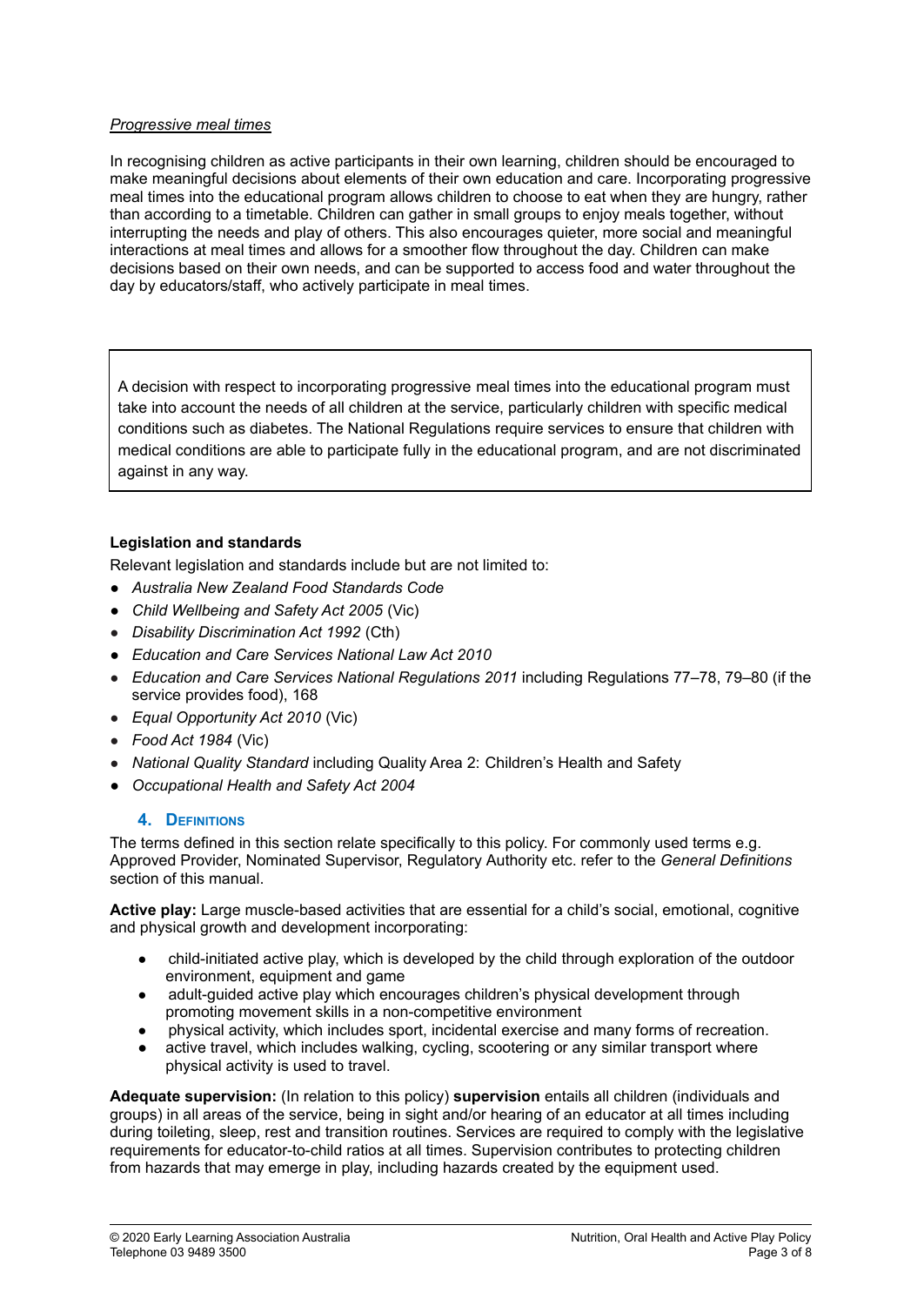*Progressive meal times*

In recognising children as active participants in their own learning, children should be encouraged to make meaningful decisions about elements of their own education and care. Incorporating progressive meal times into the educational program allows children to choose to eat when they are hungry, rather than according to a timetable. Children can gather in small groups to enjoy meals together, without interrupting the needs and play of others. This also encourages quieter, more social and meaningful interactions at meal times and allows for a smoother flow throughout the day. Children can make decisions based on their own needs, and can be supported to access food and water throughout the day by educators/staff, who actively participate in meal times.

> A decision with respect to incorporating progressive meal times into the educational program must take into account the needs of all children at the service, particularly children with specific medical conditions such as diabetes. The National Regulations require services to ensure that children with medical conditions are able to participate fully in the educational program, and are not discriminated against in any way.

**Legislation and standards**

Relevant legislation and standards include but are not limited to:

- *Australia New Zealand Food Standards Code*
- *Child Wellbeing and Safety Act 2005* (Vic)
- *Disability Discrimination Act 1992* (Cth)
- *Education and Care Services National Law Act 2010*
- *Education and Care Services National Regulations 2011* including Regulations 77–78, 79–80 (if the service provides food), 168
- *Equal Opportunity Act 2010* (Vic)
- *Food Act 1984* (Vic)
- *National Quality Standard* including Quality Area 2: Children's Health and Safety
- *Occupational Health and Safety Act 2004*

## 4. Definitions

The terms defined in this section relate specifically to this policy. For commonly used terms e.g. Approved Provider, Nominated Supervisor, Regulatory Authority etc. refer to the *General Definitions* section of this manual.

**Active play:** Large muscle-based activities that are essential for a child's social, emotional, cognitive and physical growth and development incorporating:

- child-initiated active play, which is developed by the child through exploration of the outdoor environment, equipment and game
- adult-guided active play which encourages children's physical development through promoting movement skills in a non-competitive environment
- physical activity, which includes sport, incidental exercise and many forms of recreation.
- active travel, which includes walking, cycling, scootering or any similar transport where physical activity is used to travel.

**Adequate supervision:** (In relation to this policy) **supervision** entails all children (individuals and groups) in all areas of the service, being in sight and/or hearing of an educator at all times including during toileting, sleep, rest and transition routines. Services are required to comply with the legislative requirements for educator-to-child ratios at all times. Supervision contributes to protecting children from hazards that may emerge in play, including hazards created by the equipment used.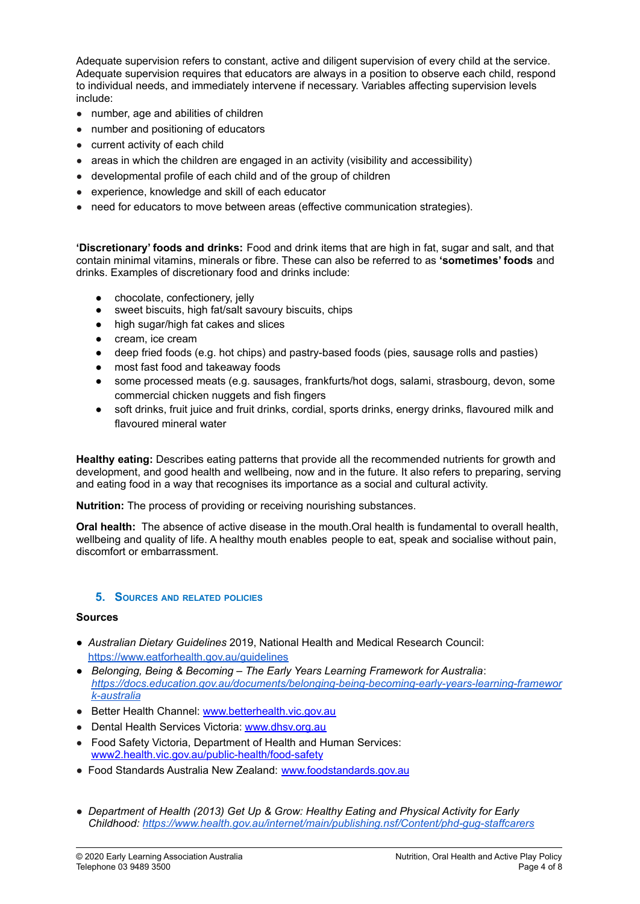Adequate supervision refers to constant, active and diligent supervision of every child at the service. Adequate supervision requires that educators are always in a position to observe each child, respond to individual needs, and immediately intervene if necessary. Variables affecting supervision levels include:

- number, age and abilities of children
- number and positioning of educators
- current activity of each child
- areas in which the children are engaged in an activity (visibility and accessibility)
- developmental profile of each child and of the group of children
- experience, knowledge and skill of each educator
- need for educators to move between areas (effective communication strategies).

**'Discretionary' foods and drinks:** Food and drink items that are high in fat, sugar and salt, and that contain minimal vitamins, minerals or fibre. These can also be referred to as **'sometimes' foods** and drinks. Examples of discretionary food and drinks include:

- chocolate, confectionery, jelly
- sweet biscuits, high fat/salt savoury biscuits, chips
- high sugar/high fat cakes and slices
- cream, ice cream
- deep fried foods (e.g. hot chips) and pastry-based foods (pies, sausage rolls and pasties)
- most fast food and takeaway foods
- some processed meats (e.g. sausages, frankfurts/hot dogs, salami, strasbourg, devon, some commercial chicken nuggets and fish fingers
- soft drinks, fruit juice and fruit drinks, cordial, sports drinks, energy drinks, flavoured milk and flavoured mineral water

**Healthy eating:** Describes eating patterns that provide all the recommended nutrients for growth and development, and good health and wellbeing, now and in the future. It also refers to preparing, serving and eating food in a way that recognises its importance as a social and cultural activity.

**Nutrition:** The process of providing or receiving nourishing substances.

**Oral health:** The absence of active disease in the mouth.Oral health is fundamental to overall health, wellbeing and quality of life. A healthy mouth enables people to eat, speak and socialise without pain, discomfort or embarrassment.

## 5. Sources and related policies

**Sources**

- *Australian Dietary Guidelines* 2019, National Health and Medical Research Council: https://www.eatforhealth.gov.au/guidelines
- *Belonging, Being & Becoming – The Early Years Learning Framework for Australia*: *https://docs.education.gov.au/documents/belonging-being-becoming-early-years-learning-framework-australia*
- Better Health Channel: www.betterhealth.vic.gov.au
- Dental Health Services Victoria: www.dhsv.org.au
- Food Safety Victoria, Department of Health and Human Services: www2.health.vic.gov.au/public-health/food-safety
- Food Standards Australia New Zealand: www.foodstandards.gov.au
- *Department of Health (2013) Get Up & Grow: Healthy Eating and Physical Activity for Early Childhood: https://www.health.gov.au/internet/main/publishing.nsf/Content/phd-gug-staffcarers*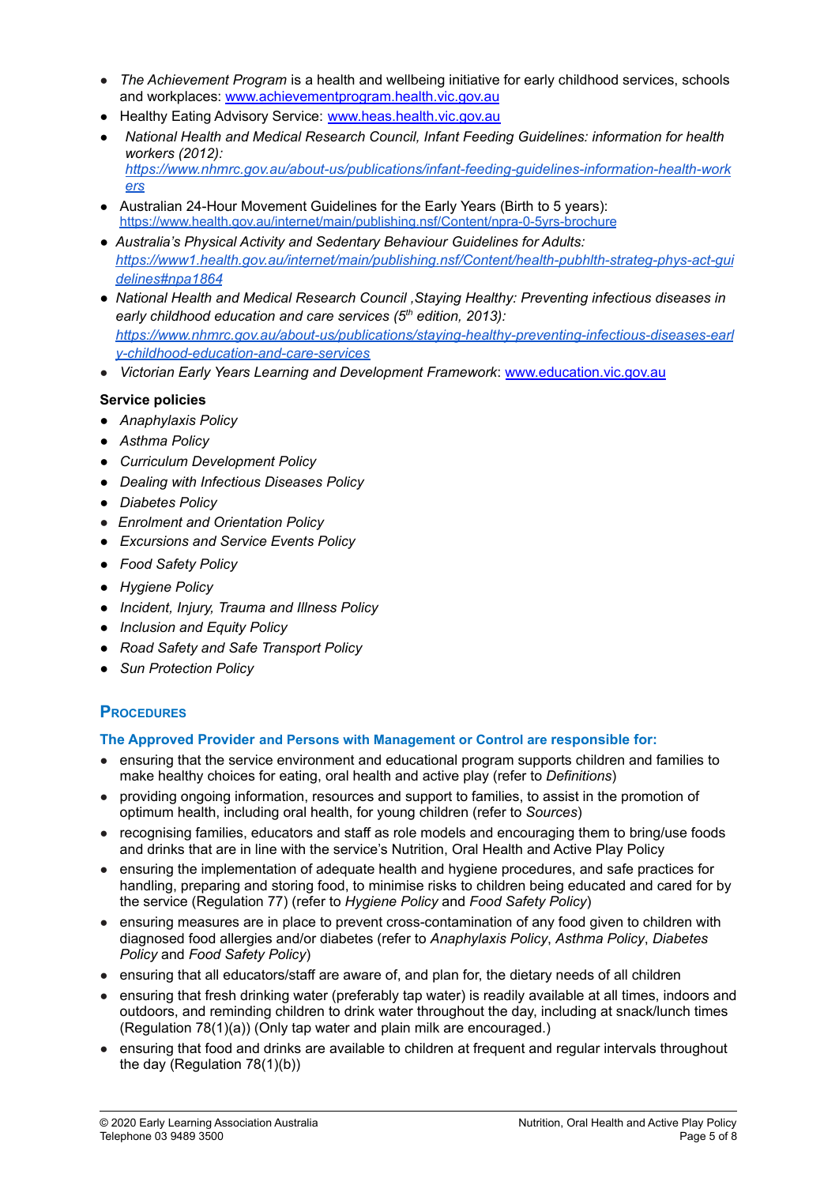- *The Achievement Program* is a health and wellbeing initiative for early childhood services, schools and workplaces: [www.achievementprogram.health.vic.gov.au](www.achievementprogram.health.vic.gov.au)
- Healthy Eating Advisory Service: [www.heas.health.vic.gov.au](www.heas.health.vic.gov.au)
- *National Health and Medical Research Council, Infant Feeding Guidelines: information for health workers (2012): [https://www.nhmrc.gov.au/about-us/publications/infant-feeding-guidelines-information-health-workers](https://www.nhmrc.gov.au/about-us/publications/infant-feeding-guidelines-information-health-workers)*
- Australian 24-Hour Movement Guidelines for the Early Years (Birth to 5 years): [https://www.health.gov.au/internet/main/publishing.nsf/Content/npra-0-5yrs-brochure](https://www.health.gov.au/internet/main/publishing.nsf/Content/npra-0-5yrs-brochure)
- *Australia's Physical Activity and Sedentary Behaviour Guidelines for Adults: [https://www1.health.gov.au/internet/main/publishing.nsf/Content/health-pubhlth-strateg-phys-act-guidelines#npa1864](https://www1.health.gov.au/internet/main/publishing.nsf/Content/health-pubhlth-strateg-phys-act-guidelines#npa1864)*
- *National Health and Medical Research Council ,Staying Healthy: Preventing infectious diseases in early childhood education and care services (5th edition, 2013): [https://www.nhmrc.gov.au/about-us/publications/staying-healthy-preventing-infectious-diseases-early-childhood-education-and-care-services](https://www.nhmrc.gov.au/about-us/publications/staying-healthy-preventing-infectious-diseases-early-childhood-education-and-care-services)*
- *Victorian Early Years Learning and Development Framework*: [www.education.vic.gov.au](www.education.vic.gov.au)

**Service policies**

- *Anaphylaxis Policy*
- *Asthma Policy*
- *Curriculum Development Policy*
- *Dealing with Infectious Diseases Policy*
- *Diabetes Policy*
- *Enrolment and Orientation Policy*
- *Excursions and Service Events Policy*
- *Food Safety Policy*
- *Hygiene Policy*
- *Incident, Injury, Trauma and Illness Policy*
- *Inclusion and Equity Policy*
- *Road Safety and Safe Transport Policy*
- *Sun Protection Policy*

## PROCEDURES

### The Approved Provider and Persons with Management or Control are responsible for:

- ensuring that the service environment and educational program supports children and families to make healthy choices for eating, oral health and active play (refer to *Definitions*)
- providing ongoing information, resources and support to families, to assist in the promotion of optimum health, including oral health, for young children (refer to *Sources*)
- recognising families, educators and staff as role models and encouraging them to bring/use foods and drinks that are in line with the service's Nutrition, Oral Health and Active Play Policy
- ensuring the implementation of adequate health and hygiene procedures, and safe practices for handling, preparing and storing food, to minimise risks to children being educated and cared for by the service (Regulation 77) (refer to *Hygiene Policy* and *Food Safety Policy*)
- ensuring measures are in place to prevent cross-contamination of any food given to children with diagnosed food allergies and/or diabetes (refer to *Anaphylaxis Policy*, *Asthma Policy*, *Diabetes Policy* and *Food Safety Policy*)
- ensuring that all educators/staff are aware of, and plan for, the dietary needs of all children
- ensuring that fresh drinking water (preferably tap water) is readily available at all times, indoors and outdoors, and reminding children to drink water throughout the day, including at snack/lunch times (Regulation 78(1)(a)) (Only tap water and plain milk are encouraged.)
- ensuring that food and drinks are available to children at frequent and regular intervals throughout the day (Regulation 78(1)(b))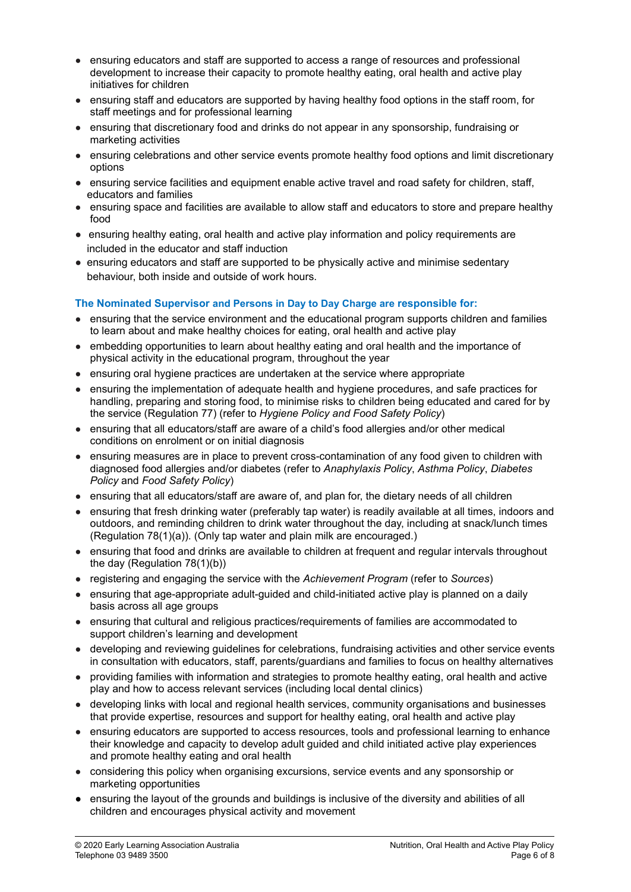- ensuring educators and staff are supported to access a range of resources and professional development to increase their capacity to promote healthy eating, oral health and active play initiatives for children
- ensuring staff and educators are supported by having healthy food options in the staff room, for staff meetings and for professional learning
- ensuring that discretionary food and drinks do not appear in any sponsorship, fundraising or marketing activities
- ensuring celebrations and other service events promote healthy food options and limit discretionary options
- ensuring service facilities and equipment enable active travel and road safety for children, staff, educators and families
- ensuring space and facilities are available to allow staff and educators to store and prepare healthy food
- ensuring healthy eating, oral health and active play information and policy requirements are included in the educator and staff induction
- ensuring educators and staff are supported to be physically active and minimise sedentary behaviour, both inside and outside of work hours.

**The Nominated Supervisor and Persons in Day to Day Charge are responsible for:**

- ensuring that the service environment and the educational program supports children and families to learn about and make healthy choices for eating, oral health and active play
- embedding opportunities to learn about healthy eating and oral health and the importance of physical activity in the educational program, throughout the year
- ensuring oral hygiene practices are undertaken at the service where appropriate
- ensuring the implementation of adequate health and hygiene procedures, and safe practices for handling, preparing and storing food, to minimise risks to children being educated and cared for by the service (Regulation 77) (refer to *Hygiene Policy and Food Safety Policy*)
- ensuring that all educators/staff are aware of a child's food allergies and/or other medical conditions on enrolment or on initial diagnosis
- ensuring measures are in place to prevent cross-contamination of any food given to children with diagnosed food allergies and/or diabetes (refer to *Anaphylaxis Policy*, *Asthma Policy*, *Diabetes Policy* and *Food Safety Policy*)
- ensuring that all educators/staff are aware of, and plan for, the dietary needs of all children
- ensuring that fresh drinking water (preferably tap water) is readily available at all times, indoors and outdoors, and reminding children to drink water throughout the day, including at snack/lunch times (Regulation 78(1)(a)). (Only tap water and plain milk are encouraged.)
- ensuring that food and drinks are available to children at frequent and regular intervals throughout the day (Regulation 78(1)(b))
- registering and engaging the service with the *Achievement Program* (refer to *Sources*)
- ensuring that age-appropriate adult-guided and child-initiated active play is planned on a daily basis across all age groups
- ensuring that cultural and religious practices/requirements of families are accommodated to support children's learning and development
- developing and reviewing guidelines for celebrations, fundraising activities and other service events in consultation with educators, staff, parents/guardians and families to focus on healthy alternatives
- providing families with information and strategies to promote healthy eating, oral health and active play and how to access relevant services (including local dental clinics)
- developing links with local and regional health services, community organisations and businesses that provide expertise, resources and support for healthy eating, oral health and active play
- ensuring educators are supported to access resources, tools and professional learning to enhance their knowledge and capacity to develop adult guided and child initiated active play experiences and promote healthy eating and oral health
- considering this policy when organising excursions, service events and any sponsorship or marketing opportunities
- ensuring the layout of the grounds and buildings is inclusive of the diversity and abilities of all children and encourages physical activity and movement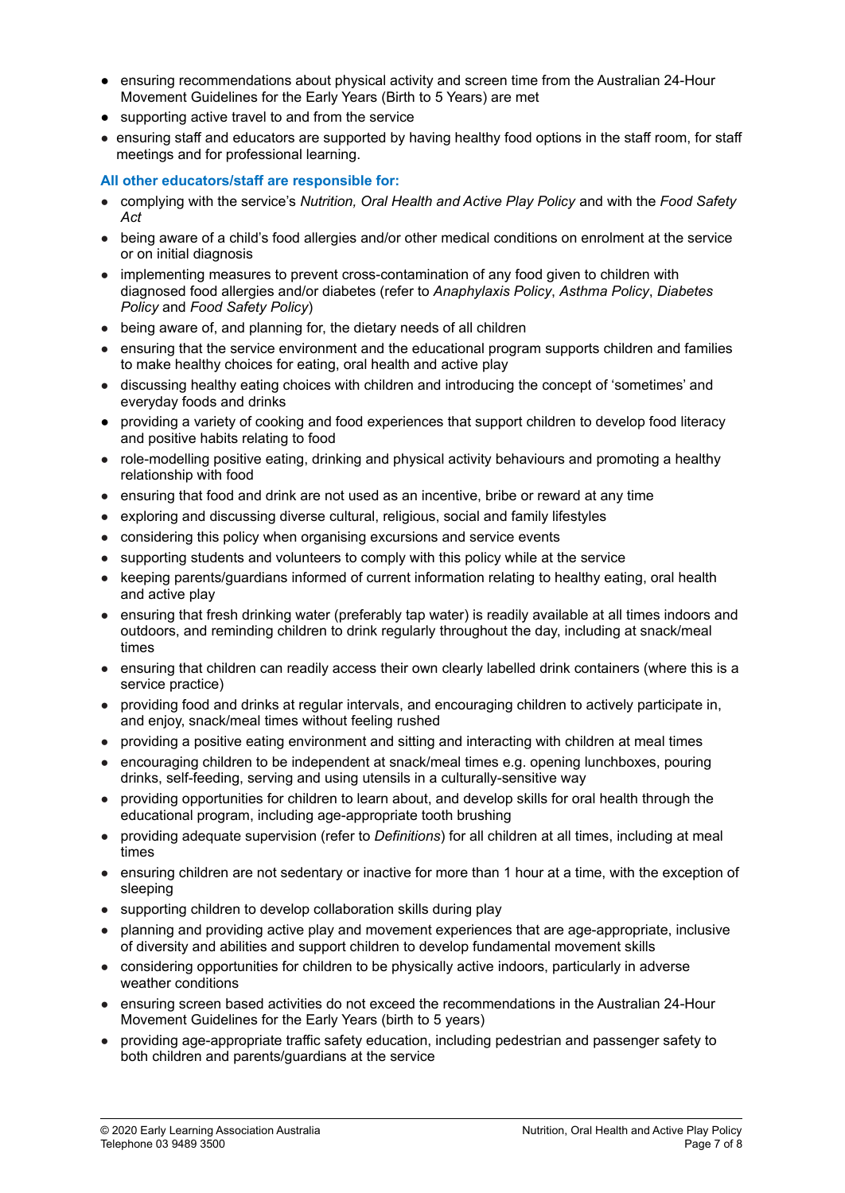- ensuring recommendations about physical activity and screen time from the Australian 24-Hour Movement Guidelines for the Early Years (Birth to 5 Years) are met
- supporting active travel to and from the service
- ensuring staff and educators are supported by having healthy food options in the staff room, for staff meetings and for professional learning.

**All other educators/staff are responsible for:**

- complying with the service's *Nutrition, Oral Health and Active Play Policy* and with the *Food Safety Act*
- being aware of a child's food allergies and/or other medical conditions on enrolment at the service or on initial diagnosis
- implementing measures to prevent cross-contamination of any food given to children with diagnosed food allergies and/or diabetes (refer to *Anaphylaxis Policy*, *Asthma Policy*, *Diabetes Policy* and *Food Safety Policy*)
- being aware of, and planning for, the dietary needs of all children
- ensuring that the service environment and the educational program supports children and families to make healthy choices for eating, oral health and active play
- discussing healthy eating choices with children and introducing the concept of 'sometimes' and everyday foods and drinks
- providing a variety of cooking and food experiences that support children to develop food literacy and positive habits relating to food
- role-modelling positive eating, drinking and physical activity behaviours and promoting a healthy relationship with food
- ensuring that food and drink are not used as an incentive, bribe or reward at any time
- exploring and discussing diverse cultural, religious, social and family lifestyles
- considering this policy when organising excursions and service events
- supporting students and volunteers to comply with this policy while at the service
- keeping parents/guardians informed of current information relating to healthy eating, oral health and active play
- ensuring that fresh drinking water (preferably tap water) is readily available at all times indoors and outdoors, and reminding children to drink regularly throughout the day, including at snack/meal times
- ensuring that children can readily access their own clearly labelled drink containers (where this is a service practice)
- providing food and drinks at regular intervals, and encouraging children to actively participate in, and enjoy, snack/meal times without feeling rushed
- providing a positive eating environment and sitting and interacting with children at meal times
- encouraging children to be independent at snack/meal times e.g. opening lunchboxes, pouring drinks, self-feeding, serving and using utensils in a culturally-sensitive way
- providing opportunities for children to learn about, and develop skills for oral health through the educational program, including age-appropriate tooth brushing
- providing adequate supervision (refer to *Definitions*) for all children at all times, including at meal times
- ensuring children are not sedentary or inactive for more than 1 hour at a time, with the exception of sleeping
- supporting children to develop collaboration skills during play
- planning and providing active play and movement experiences that are age-appropriate, inclusive of diversity and abilities and support children to develop fundamental movement skills
- considering opportunities for children to be physically active indoors, particularly in adverse weather conditions
- ensuring screen based activities do not exceed the recommendations in the Australian 24-Hour Movement Guidelines for the Early Years (birth to 5 years)
- providing age-appropriate traffic safety education, including pedestrian and passenger safety to both children and parents/guardians at the service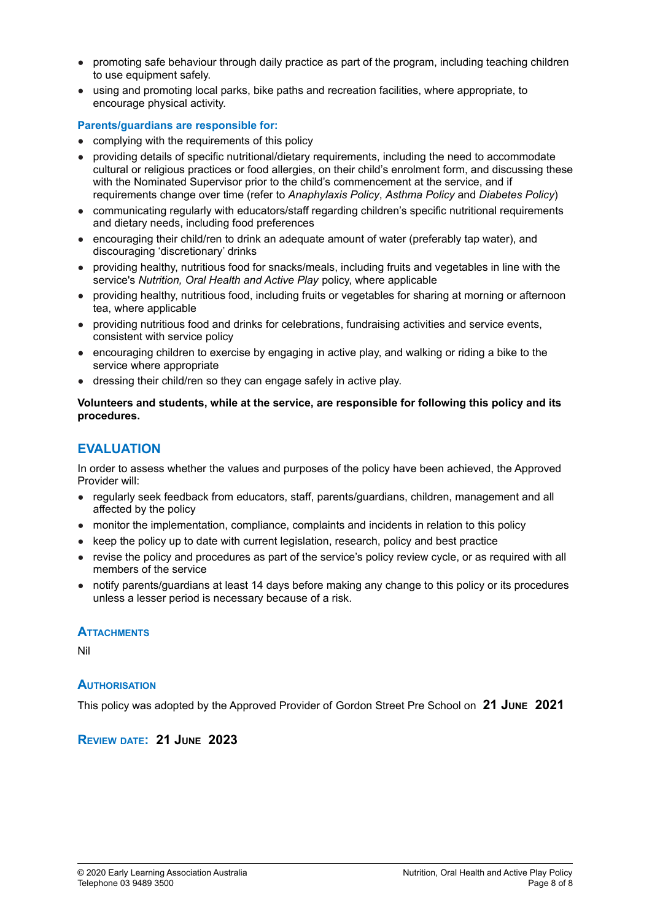- promoting safe behaviour through daily practice as part of the program, including teaching children to use equipment safely.
- using and promoting local parks, bike paths and recreation facilities, where appropriate, to encourage physical activity.

**Parents/guardians are responsible for:**

- complying with the requirements of this policy
- providing details of specific nutritional/dietary requirements, including the need to accommodate cultural or religious practices or food allergies, on their child's enrolment form, and discussing these with the Nominated Supervisor prior to the child's commencement at the service, and if requirements change over time (refer to *Anaphylaxis Policy*, *Asthma Policy* and *Diabetes Policy*)
- communicating regularly with educators/staff regarding children's specific nutritional requirements and dietary needs, including food preferences
- encouraging their child/ren to drink an adequate amount of water (preferably tap water), and discouraging 'discretionary' drinks
- providing healthy, nutritious food for snacks/meals, including fruits and vegetables in line with the service's *Nutrition, Oral Health and Active Play* policy, where applicable
- providing healthy, nutritious food, including fruits or vegetables for sharing at morning or afternoon tea, where applicable
- providing nutritious food and drinks for celebrations, fundraising activities and service events, consistent with service policy
- encouraging children to exercise by engaging in active play, and walking or riding a bike to the service where appropriate
- dressing their child/ren so they can engage safely in active play.

**Volunteers and students, while at the service, are responsible for following this policy and its procedures.**

## EVALUATION

In order to assess whether the values and purposes of the policy have been achieved, the Approved Provider will:

- regularly seek feedback from educators, staff, parents/guardians, children, management and all affected by the policy
- monitor the implementation, compliance, complaints and incidents in relation to this policy
- keep the policy up to date with current legislation, research, policy and best practice
- revise the policy and procedures as part of the service's policy review cycle, or as required with all members of the service
- notify parents/guardians at least 14 days before making any change to this policy or its procedures unless a lesser period is necessary because of a risk.

### ATTACHMENTS

Nil

### AUTHORISATION

This policy was adopted by the Approved Provider of Gordon Street Pre School on **21 JUNE 2021**

### REVIEW DATE: **21 JUNE 2023**